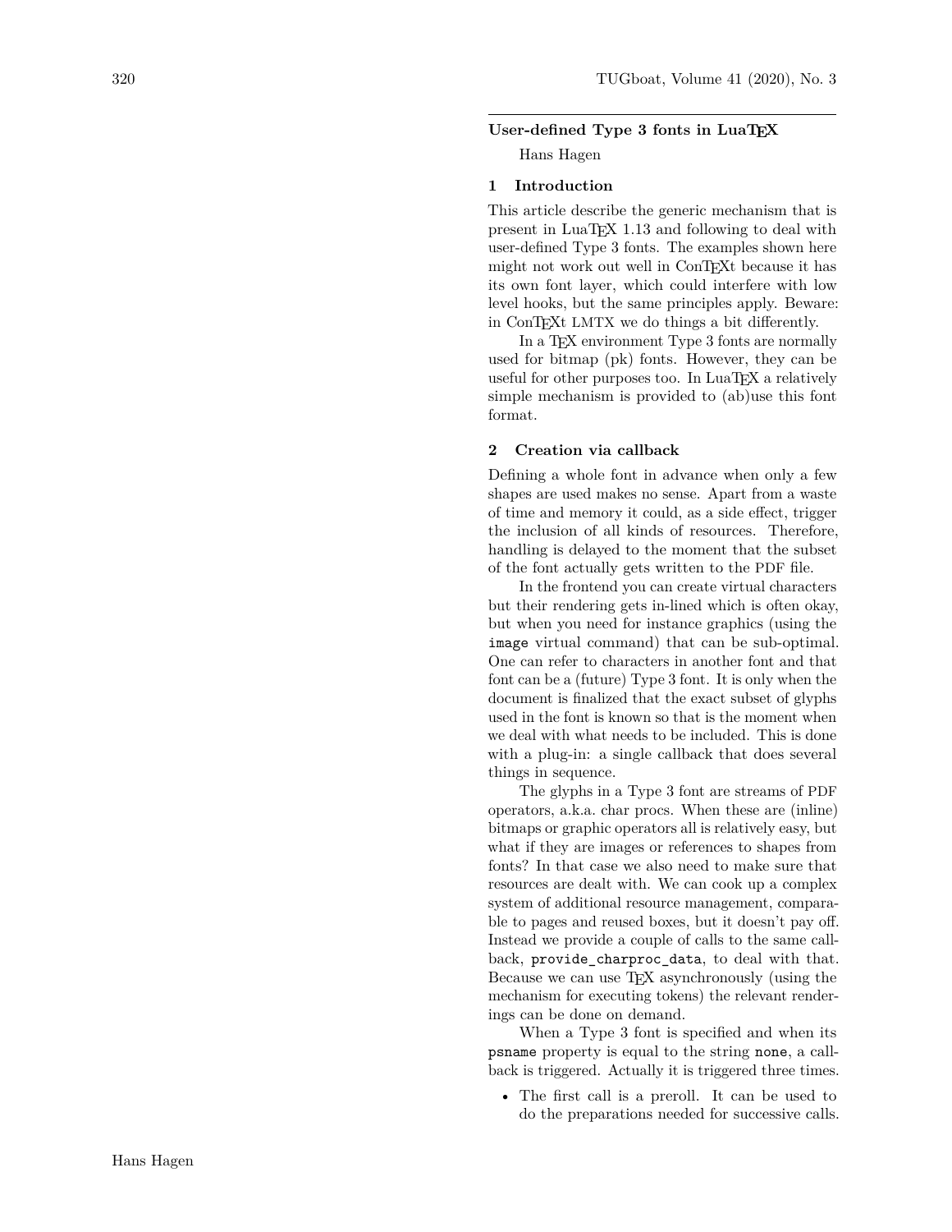## User-defined Type 3 fonts in LuaTEX

Hans Hagen

### 1 Introduction

This article describe the generic mechanism that is present in LuaTEX 1.13 and following to deal with user-defined Type 3 fonts. The examples shown here might not work out well in ConTEXt because it has its own font layer, which could interfere with low level hooks, but the same principles apply. Beware: in ConTEXt LMTX we do things a bit differently.

In a TEX environment Type 3 fonts are normally used for bitmap (pk) fonts. However, they can be useful for other purposes too. In LuaTEX a relatively simple mechanism is provided to (ab)use this font format.

### 2 Creation via callback

Defining a whole font in advance when only a few shapes are used makes no sense. Apart from a waste of time and memory it could, as a side effect, trigger the inclusion of all kinds of resources. Therefore, handling is delayed to the moment that the subset of the font actually gets written to the PDF file.

In the frontend you can create virtual characters but their rendering gets in-lined which is often okay, but when you need for instance graphics (using the `image` virtual command) that can be sub-optimal. One can refer to characters in another font and that font can be a (future) Type 3 font. It is only when the document is finalized that the exact subset of glyphs used in the font is known so that is the moment when we deal with what needs to be included. This is done with a plug-in: a single callback that does several things in sequence.

The glyphs in a Type 3 font are streams of PDF operators, a.k.a. char procs. When these are (inline) bitmaps or graphic operators all is relatively easy, but what if they are images or references to shapes from fonts? In that case we also need to make sure that resources are dealt with. We can cook up a complex system of additional resource management, comparable to pages and reused boxes, but it doesn't pay off. Instead we provide a couple of calls to the same callback, `provide_charproc_data`, to deal with that. Because we can use TEX asynchronously (using the mechanism for executing tokens) the relevant renderings can be done on demand.

When a Type 3 font is specified and when its `psname` property is equal to the string `none`, a callback is triggered. Actually it is triggered three times.

- The first call is a preroll. It can be used to do the preparations needed for successive calls.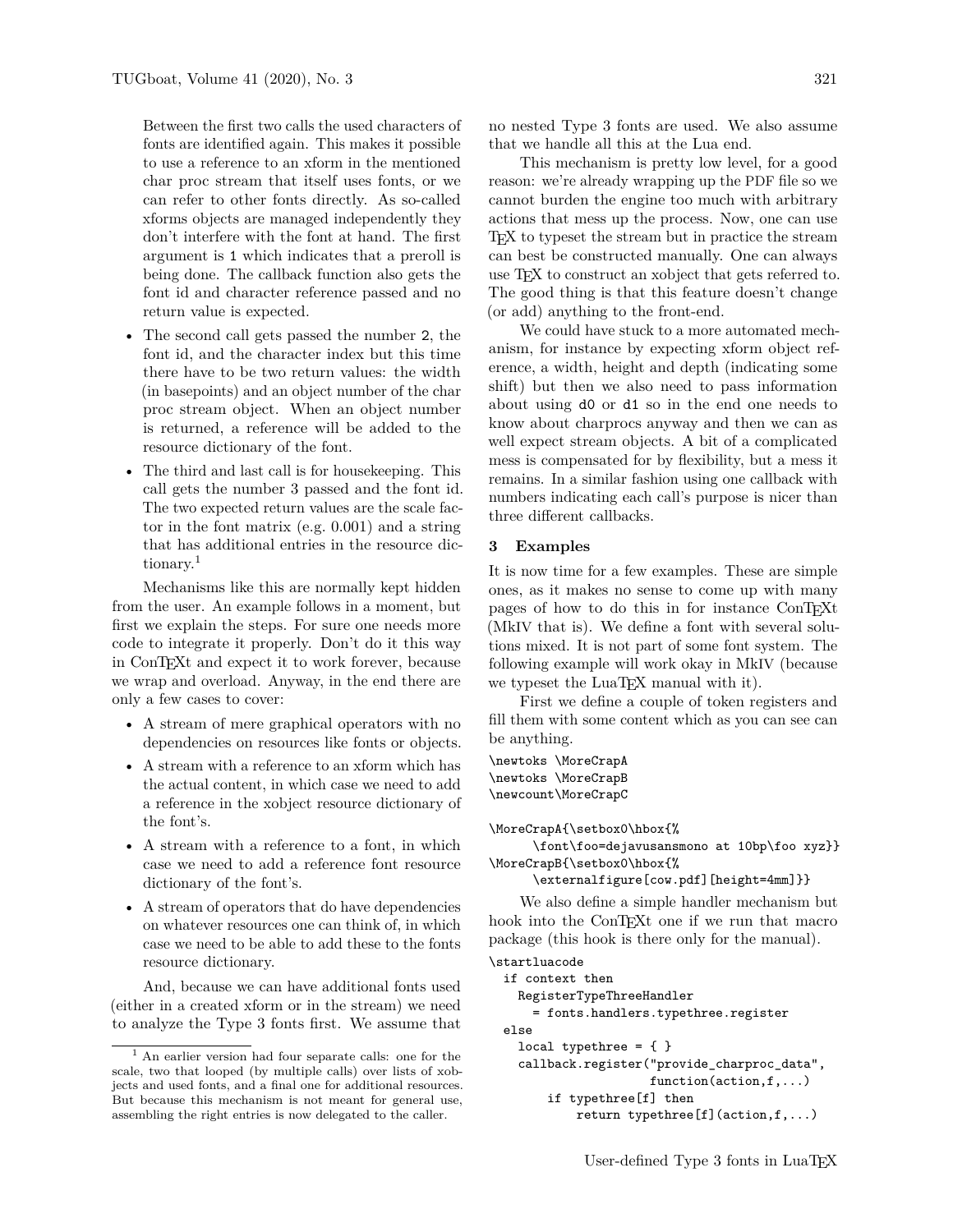Between the first two calls the used characters of fonts are identified again. This makes it possible to use a reference to an xform in the mentioned char proc stream that itself uses fonts, or we can refer to other fonts directly. As so-called xforms objects are managed independently they don't interfere with the font at hand. The first argument is `1` which indicates that a preroll is being done. The callback function also gets the font id and character reference passed and no return value is expected.

- The second call gets passed the number `2`, the font id, and the character index but this time there have to be two return values: the width (in basepoints) and an object number of the char proc stream object. When an object number is returned, a reference will be added to the resource dictionary of the font.
- The third and last call is for housekeeping. This call gets the number `3` passed and the font id. The two expected return values are the scale factor in the font matrix (e.g. 0.001) and a string that has additional entries in the resource dictionary.[1]

Mechanisms like this are normally kept hidden from the user. An example follows in a moment, but first we explain the steps. For sure one needs more code to integrate it properly. Don't do it this way in ConTEXt and expect it to work forever, because we wrap and overload. Anyway, in the end there are only a few cases to cover:

- A stream of mere graphical operators with no dependencies on resources like fonts or objects.
- A stream with a reference to an xform which has the actual content, in which case we need to add a reference in the xobject resource dictionary of the font's.
- A stream with a reference to a font, in which case we need to add a reference font resource dictionary of the font's.
- A stream of operators that do have dependencies on whatever resources one can think of, in which case we need to be able to add these to the fonts resource dictionary.

And, because we can have additional fonts used (either in a created xform or in the stream) we need to analyze the Type 3 fonts first. We assume that no nested Type 3 fonts are used. We also assume that we handle all this at the Lua end.

This mechanism is pretty low level, for a good reason: we're already wrapping up the PDF file so we cannot burden the engine too much with arbitrary actions that mess up the process. Now, one can use TEX to typeset the stream but in practice the stream can best be constructed manually. One can always use TEX to construct an xobject that gets referred to. The good thing is that this feature doesn't change (or add) anything to the front-end.

We could have stuck to a more automated mechanism, for instance by expecting xform object reference, a width, height and depth (indicating some shift) but then we also need to pass information about using `d0` or `d1` so in the end one needs to know about charprocs anyway and then we can as well expect stream objects. A bit of a complicated mess is compensated for by flexibility, but a mess it remains. In a similar fashion using one callback with numbers indicating each call's purpose is nicer than three different callbacks.

## 3 Examples

It is now time for a few examples. These are simple ones, as it makes no sense to come up with many pages of how to do this in for instance ConTEXt (MkIV that is). We define a font with several solutions mixed. It is not part of some font system. The following example will work okay in MkIV (because we typeset the LuaTEX manual with it).

First we define a couple of token registers and fill them with some content which as you can see can be anything.

```
\newtoks \MoreCrapA
\newtoks \MoreCrapB
\newcount\MoreCrapC

\MoreCrapA{\setbox0\hbox{%
      \font\foo=dejavusansmono at 10bp\foo xyz}}
\MoreCrapB{\setbox0\hbox{%
      \externalfigure[cow.pdf][height=4mm]}}
```

We also define a simple handler mechanism but hook into the ConTEXt one if we run that macro package (this hook is there only for the manual).

```
\startluacode
  if context then
    RegisterTypeThreeHandler
      = fonts.handlers.typethree.register
  else
    local typethree = { }
    callback.register("provide_charproc_data",
                  function(action,f,...)
      if typethree[f] then
          return typethree[f](action,f,...)
```

[1] An earlier version had four separate calls: one for the scale, two that looped (by multiple calls) over lists of xobjects and used fonts, and a final one for additional resources. But because this mechanism is not meant for general use, assembling the right entries is now delegated to the caller.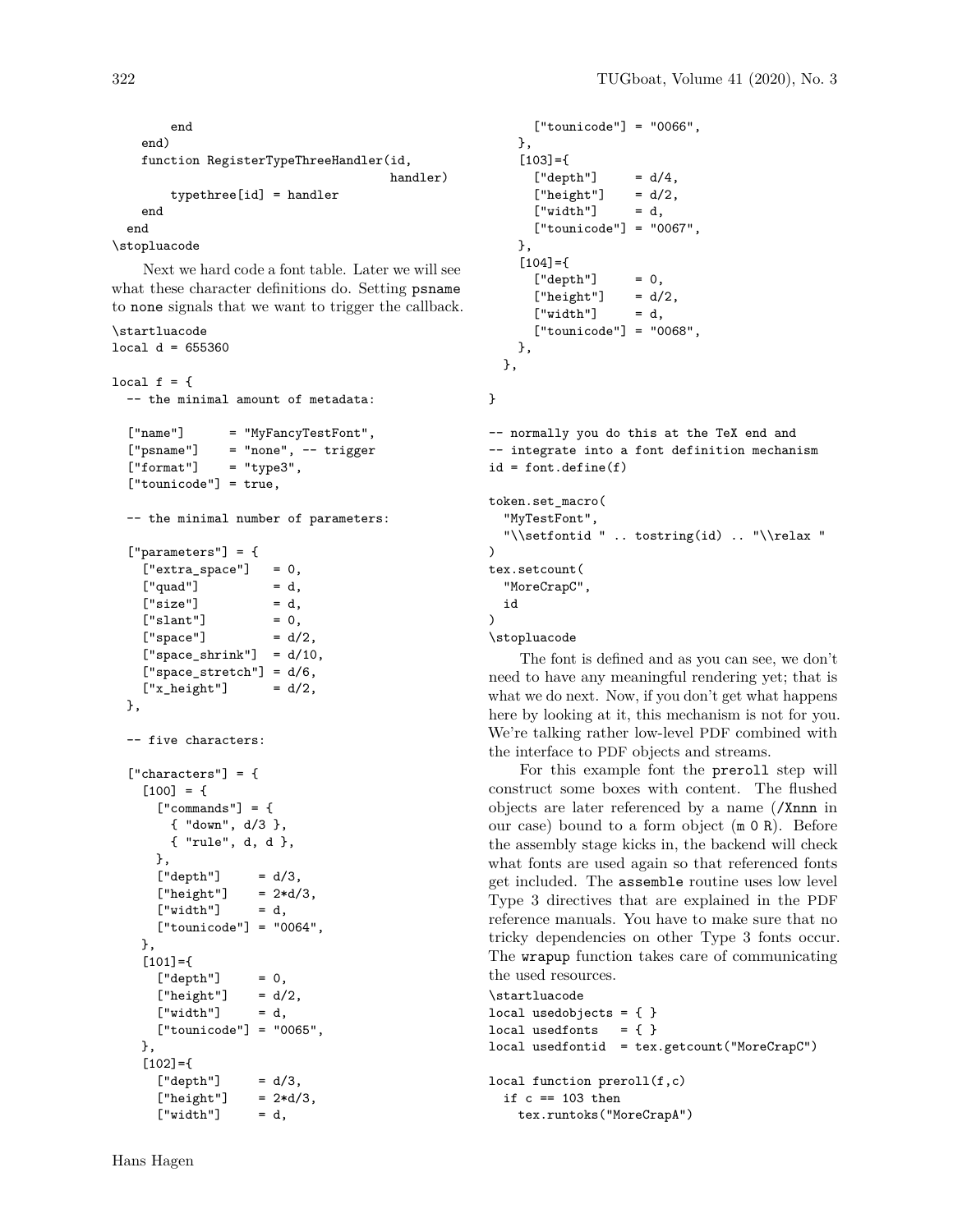```
        end
    end)
    function RegisterTypeThreeHandler(id,
                                      handler)
        typethree[id] = handler
    end
  end
\stopluacode
```

Next we hard code a font table. Later we will see what these character definitions do. Setting `psname` to `none` signals that we want to trigger the callback.

```
\startluacode
local d = 655360

local f = {
  -- the minimal amount of metadata:

  ["name"]      = "MyFancyTestFont",
  ["psname"]    = "none", -- trigger
  ["format"]    = "type3",
  ["tounicode"] = true,

  -- the minimal number of parameters:

  ["parameters"] = {
    ["extra_space"]   = 0,
    ["quad"]          = d,
    ["size"]          = d,
    ["slant"]         = 0,
    ["space"]         = d/2,
    ["space_shrink"]  = d/10,
    ["space_stretch"] = d/6,
    ["x_height"]      = d/2,
  },

  -- five characters:

  ["characters"] = {
    [100] = {
      ["commands"] = {
        { "down", d/3 },
        { "rule", d, d },
      },
      ["depth"]     = d/3,
      ["height"]    = 2*d/3,
      ["width"]     = d,
      ["tounicode"] = "0064",
    },
    [101]={
      ["depth"]     = 0,
      ["height"]    = d/2,
      ["width"]     = d,
      ["tounicode"] = "0065",
    },
    [102]={
      ["depth"]     = d/3,
      ["height"]    = 2*d/3,
      ["width"]     = d,
      ["tounicode"] = "0066",
    },
    [103]={
      ["depth"]     = d/4,
      ["height"]    = d/2,
      ["width"]     = d,
      ["tounicode"] = "0067",
    },
    [104]={
      ["depth"]     = 0,
      ["height"]    = d/2,
      ["width"]     = d,
      ["tounicode"] = "0068",
    },
  },

}

-- normally you do this at the TeX end and
-- integrate into a font definition mechanism
id = font.define(f)

token.set_macro(
  "MyTestFont",
  "\\setfontid " .. tostring(id) .. "\\relax "
)
tex.setcount(
  "MoreCrapC",
  id
)
\stopluacode
```

The font is defined and as you can see, we don't need to have any meaningful rendering yet; that is what we do next. Now, if you don't get what happens here by looking at it, this mechanism is not for you. We're talking rather low-level PDF combined with the interface to PDF objects and streams.

For this example font the `preroll` step will construct some boxes with content. The flushed objects are later referenced by a name (`/Xnnn` in our case) bound to a form object (`m 0 R`). Before the assembly stage kicks in, the backend will check what fonts are used again so that referenced fonts get included. The `assemble` routine uses low level Type 3 directives that are explained in the PDF reference manuals. You have to make sure that no tricky dependencies on other Type 3 fonts occur. The `wrapup` function takes care of communicating the used resources.

```
\startluacode
local usedobjects = { }
local usedfonts   = { }
local usedfontid  = tex.getcount("MoreCrapC")

local function preroll(f,c)
  if c == 103 then
    tex.runtoks("MoreCrapA")
```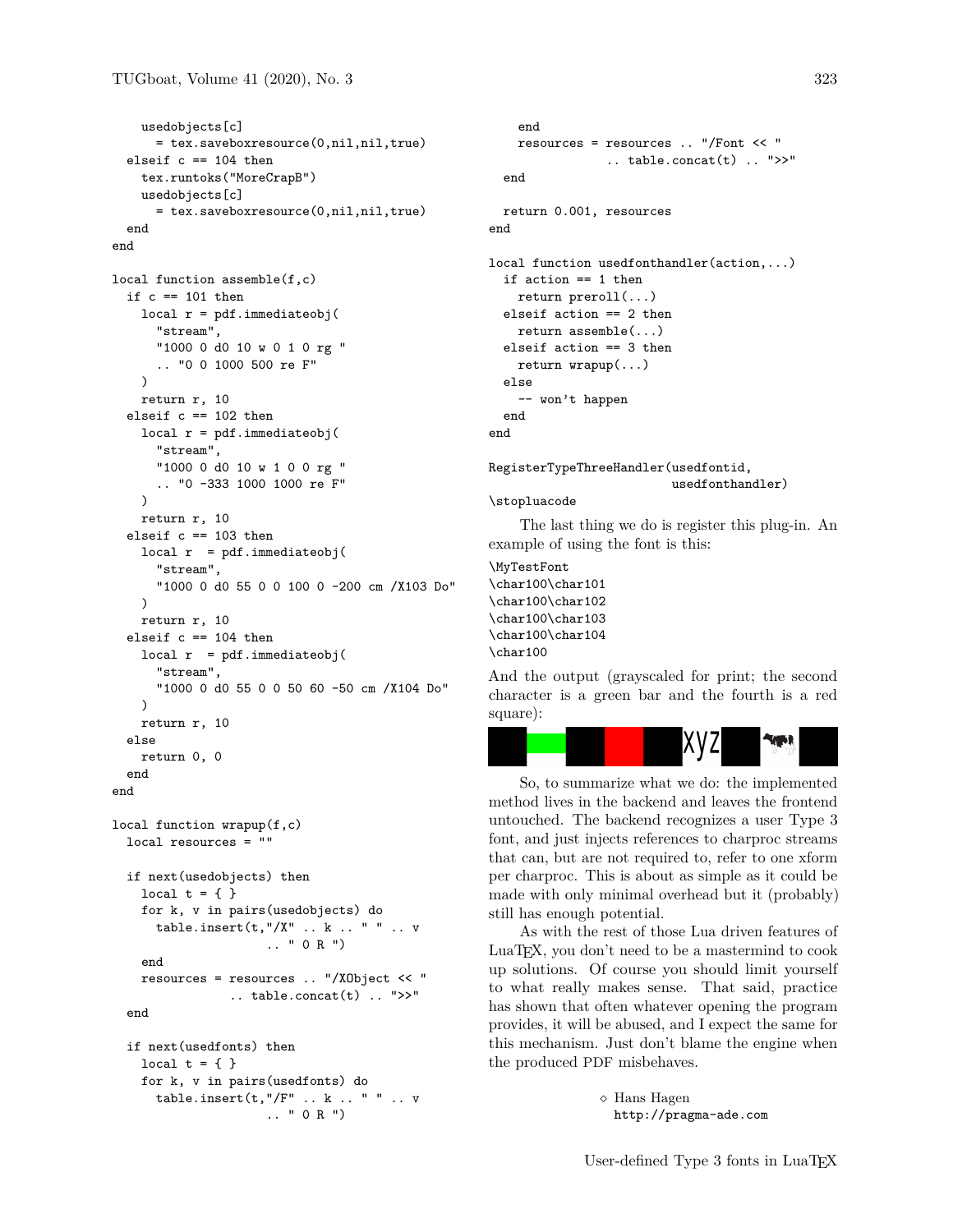```
    usedobjects[c]
      = tex.saveboxresource(0,nil,nil,true)
  elseif c == 104 then
    tex.runtoks("MoreCrapB")
    usedobjects[c]
      = tex.saveboxresource(0,nil,nil,true)
  end
end

local function assemble(f,c)
  if c == 101 then
    local r = pdf.immediateobj(
      "stream",
      "1000 0 d0 10 w 0 1 0 rg "
      .. "0 0 1000 500 re F"
    )
    return r, 10
  elseif c == 102 then
    local r = pdf.immediateobj(
      "stream",
      "1000 0 d0 10 w 1 0 0 rg "
      .. "0 -333 1000 1000 re F"
    )
    return r, 10
  elseif c == 103 then
    local r  = pdf.immediateobj(
      "stream",
      "1000 0 d0 55 0 0 100 0 -200 cm /X103 Do"
    )
    return r, 10
  elseif c == 104 then
    local r  = pdf.immediateobj(
      "stream",
      "1000 0 d0 55 0 0 50 60 -50 cm /X104 Do"
    )
    return r, 10
  else
    return 0, 0
  end
end

local function wrapup(f,c)
  local resources = ""

  if next(usedobjects) then
    local t = { }
    for k, v in pairs(usedobjects) do
      table.insert(t,"/X" .. k .. " " .. v
                   .. " 0 R ")
    end
    resources = resources .. "/XObject << "
              .. table.concat(t) .. ">>"
  end

  if next(usedfonts) then
    local t = { }
    for k, v in pairs(usedfonts) do
      table.insert(t,"/F" .. k .. " " .. v
                   .. " 0 R ")
    end
    resources = resources .. "/Font << "
              .. table.concat(t) .. ">>"
  end

  return 0.001, resources
end

local function usedfonthandler(action,...)
  if action == 1 then
    return preroll(...)
  elseif action == 2 then
    return assemble(...)
  elseif action == 3 then
    return wrapup(...)
  else
    -- won't happen
  end
end

RegisterTypeThreeHandler(usedfontid,
                         usedfonthandler)
\stopluacode
```

The last thing we do is register this plug-in. An example of using the font is this:

```
\MyTestFont
\char100\char101
\char100\char102
\char100\char103
\char100\char104
\char100
```

And the output (grayscaled for print; the second character is a green bar and the fourth is a red square):

So, to summarize what we do: the implemented method lives in the backend and leaves the frontend untouched. The backend recognizes a user Type 3 font, and just injects references to charproc streams that can, but are not required to, refer to one xform per charproc. This is about as simple as it could be made with only minimal overhead but it (probably) still has enough potential.

As with the rest of those Lua driven features of LuaTEX, you don't need to be a mastermind to cook up solutions. Of course you should limit yourself to what really makes sense. That said, practice has shown that often whatever opening the program provides, it will be abused, and I expect the same for this mechanism. Just don't blame the engine when the produced PDF misbehaves.

◇ Hans Hagen
http://pragma-ade.com